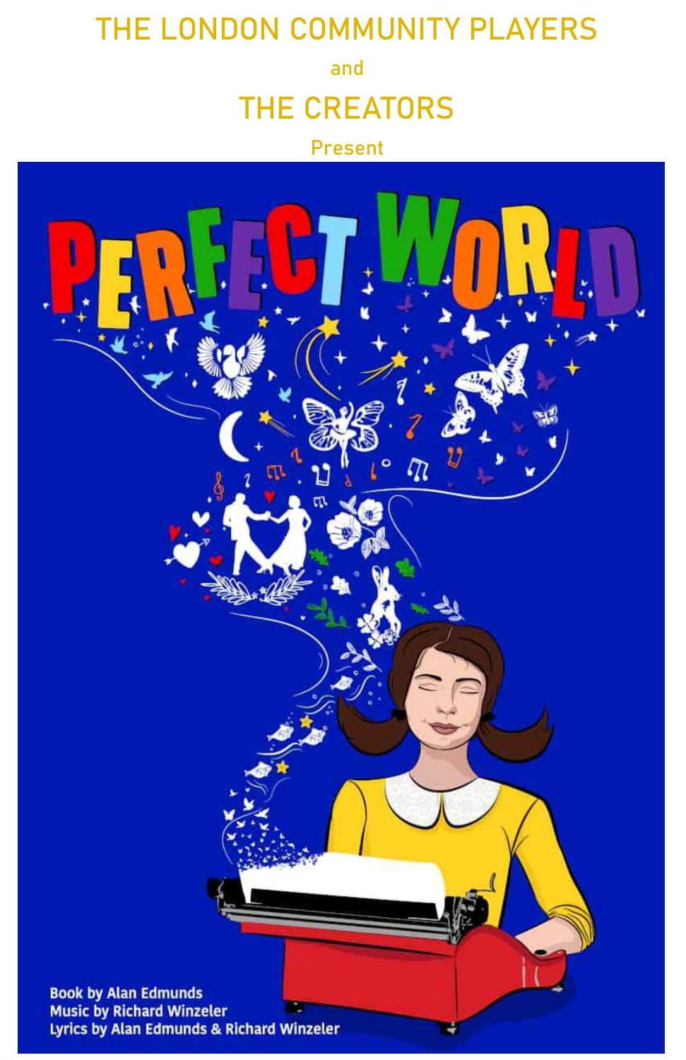THE LONDON COMMUNITY PLAYERS

and

THE CREATORS

Present

# PERFECT WORLD

Book by Alan Edmunds
Music by Richard Winzeler
Lyrics by Alan Edmunds & Richard Winzeler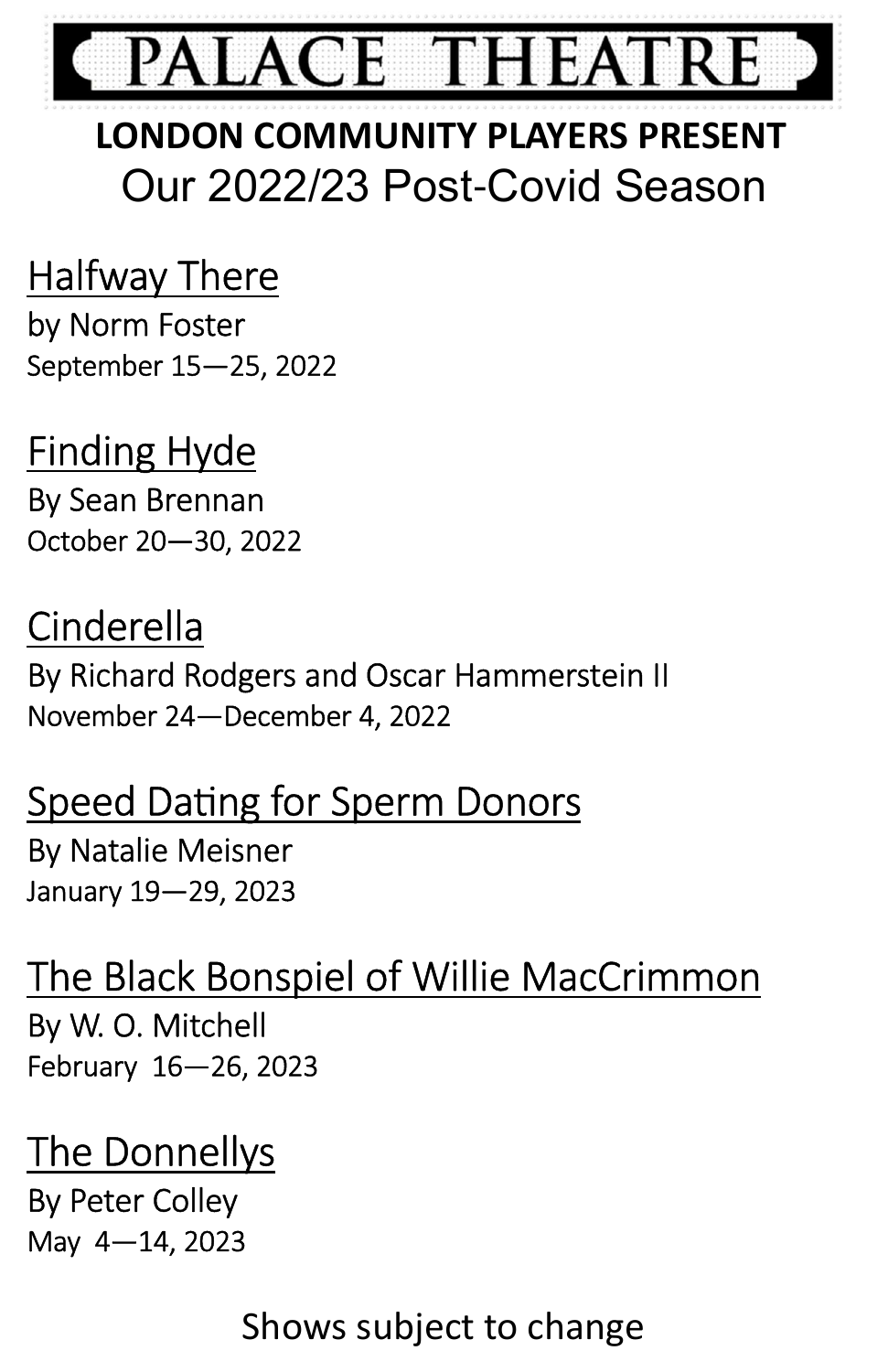# PALACE THEATRE

**LONDON COMMUNITY PLAYERS PRESENT**

## Our 2022/23 Post-Covid Season

### Halfway There

by Norm Foster

September 15—25, 2022

### Finding Hyde

By Sean Brennan

October 20—30, 2022

### Cinderella

By Richard Rodgers and Oscar Hammerstein II

November 24—December 4, 2022

### Speed Dating for Sperm Donors

By Natalie Meisner

January 19—29, 2023

### The Black Bonspiel of Willie MacCrimmon

By W. O. Mitchell

February 16—26, 2023

### The Donnellys

By Peter Colley

May 4—14, 2023

Shows subject to change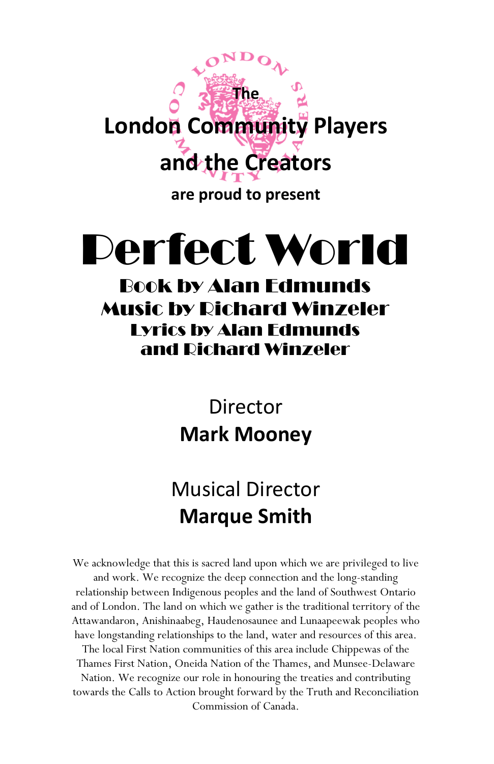The

**London Community Players**

**and the Creators**

**are proud to present**

# Perfect World

### Book by Alan Edmunds
### Music by Richard Winzeler
### Lyrics by Alan Edmunds and Richard Winzeler

Director

**Mark Mooney**

Musical Director

**Marque Smith**

We acknowledge that this is sacred land upon which we are privileged to live and work. We recognize the deep connection and the long-standing relationship between Indigenous peoples and the land of Southwest Ontario and of London. The land on which we gather is the traditional territory of the Attawandaron, Anishinaabeg, Haudenosaunee and Lunaapeewak peoples who have longstanding relationships to the land, water and resources of this area. The local First Nation communities of this area include Chippewas of the Thames First Nation, Oneida Nation of the Thames, and Munsee-Delaware Nation. We recognize our role in honouring the treaties and contributing towards the Calls to Action brought forward by the Truth and Reconciliation Commission of Canada.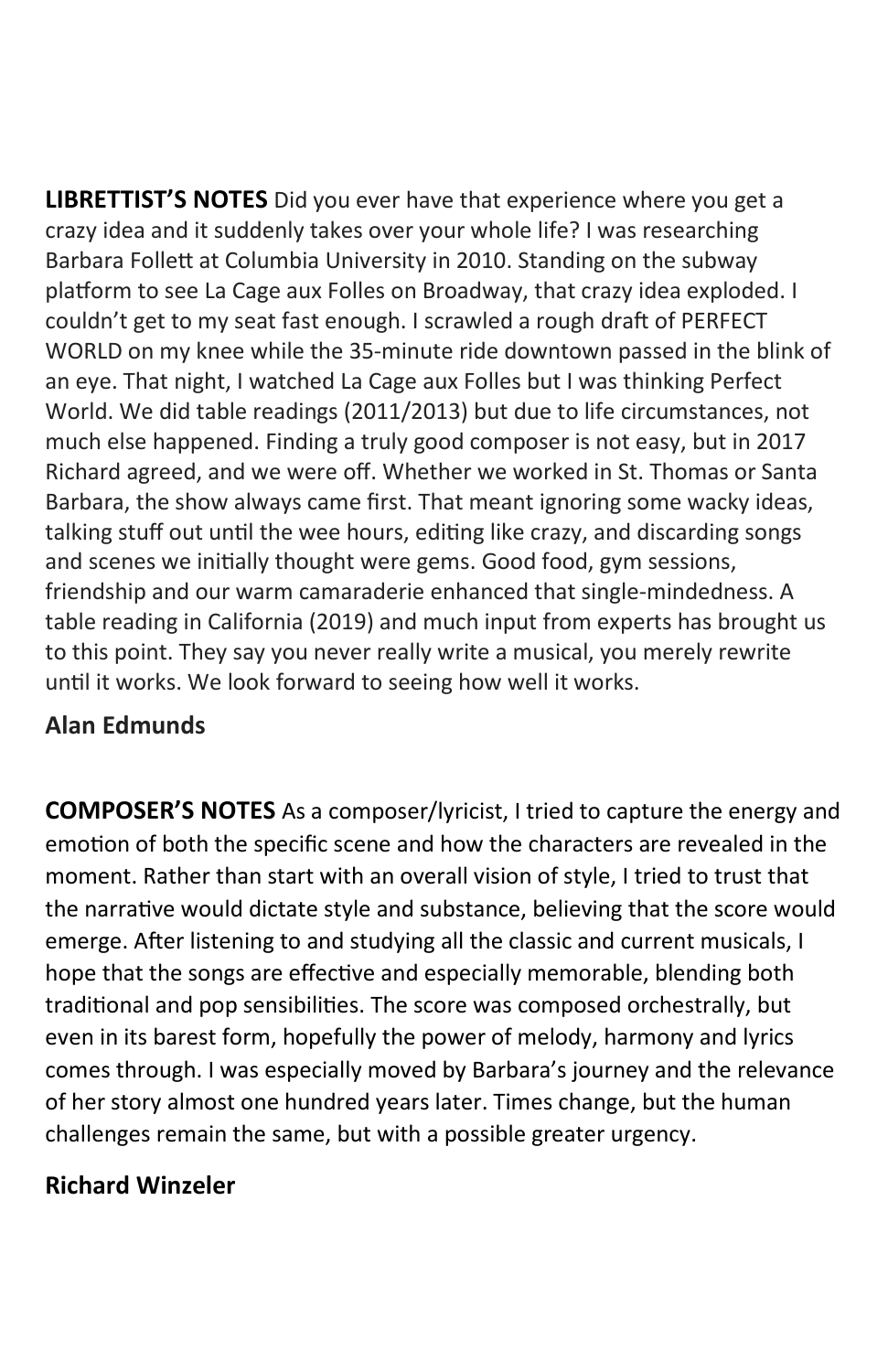**LIBRETTIST'S NOTES** Did you ever have that experience where you get a crazy idea and it suddenly takes over your whole life? I was researching Barbara Follett at Columbia University in 2010. Standing on the subway platform to see La Cage aux Folles on Broadway, that crazy idea exploded. I couldn't get to my seat fast enough. I scrawled a rough draft of PERFECT WORLD on my knee while the 35-minute ride downtown passed in the blink of an eye. That night, I watched La Cage aux Folles but I was thinking Perfect World. We did table readings (2011/2013) but due to life circumstances, not much else happened. Finding a truly good composer is not easy, but in 2017 Richard agreed, and we were off. Whether we worked in St. Thomas or Santa Barbara, the show always came first. That meant ignoring some wacky ideas, talking stuff out until the wee hours, editing like crazy, and discarding songs and scenes we initially thought were gems. Good food, gym sessions, friendship and our warm camaraderie enhanced that single-mindedness. A table reading in California (2019) and much input from experts has brought us to this point. They say you never really write a musical, you merely rewrite until it works. We look forward to seeing how well it works.

**Alan Edmunds**

**COMPOSER'S NOTES** As a composer/lyricist, I tried to capture the energy and emotion of both the specific scene and how the characters are revealed in the moment. Rather than start with an overall vision of style, I tried to trust that the narrative would dictate style and substance, believing that the score would emerge. After listening to and studying all the classic and current musicals, I hope that the songs are effective and especially memorable, blending both traditional and pop sensibilities. The score was composed orchestrally, but even in its barest form, hopefully the power of melody, harmony and lyrics comes through. I was especially moved by Barbara's journey and the relevance of her story almost one hundred years later. Times change, but the human challenges remain the same, but with a possible greater urgency.

**Richard Winzeler**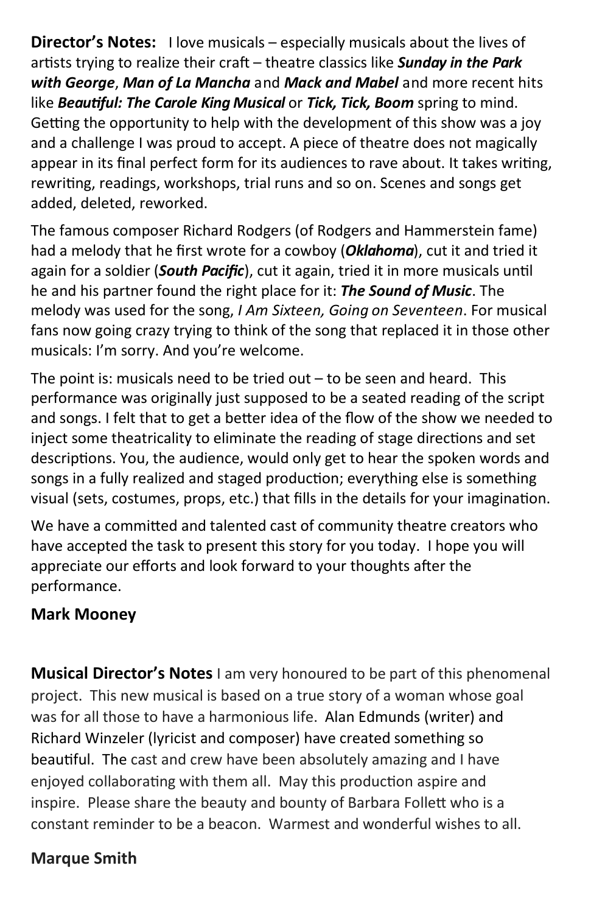**Director's Notes:** I love musicals – especially musicals about the lives of artists trying to realize their craft – theatre classics like ***Sunday in the Park with George***, ***Man of La Mancha*** and ***Mack and Mabel*** and more recent hits like ***Beautiful: The Carole King Musical*** or ***Tick, Tick, Boom*** spring to mind. Getting the opportunity to help with the development of this show was a joy and a challenge I was proud to accept. A piece of theatre does not magically appear in its final perfect form for its audiences to rave about. It takes writing, rewriting, readings, workshops, trial runs and so on. Scenes and songs get added, deleted, reworked.

The famous composer Richard Rodgers (of Rodgers and Hammerstein fame) had a melody that he first wrote for a cowboy (***Oklahoma***), cut it and tried it again for a soldier (***South Pacific***), cut it again, tried it in more musicals until he and his partner found the right place for it: ***The Sound of Music***. The melody was used for the song, *I Am Sixteen, Going on Seventeen*. For musical fans now going crazy trying to think of the song that replaced it in those other musicals: I'm sorry. And you're welcome.

The point is: musicals need to be tried out – to be seen and heard. This performance was originally just supposed to be a seated reading of the script and songs. I felt that to get a better idea of the flow of the show we needed to inject some theatricality to eliminate the reading of stage directions and set descriptions. You, the audience, would only get to hear the spoken words and songs in a fully realized and staged production; everything else is something visual (sets, costumes, props, etc.) that fills in the details for your imagination.

We have a committed and talented cast of community theatre creators who have accepted the task to present this story for you today. I hope you will appreciate our efforts and look forward to your thoughts after the performance.

**Mark Mooney**

**Musical Director's Notes** I am very honoured to be part of this phenomenal project. This new musical is based on a true story of a woman whose goal was for all those to have a harmonious life. Alan Edmunds (writer) and Richard Winzeler (lyricist and composer) have created something so beautiful. The cast and crew have been absolutely amazing and I have enjoyed collaborating with them all. May this production aspire and inspire. Please share the beauty and bounty of Barbara Follett who is a constant reminder to be a beacon. Warmest and wonderful wishes to all.

**Marque Smith**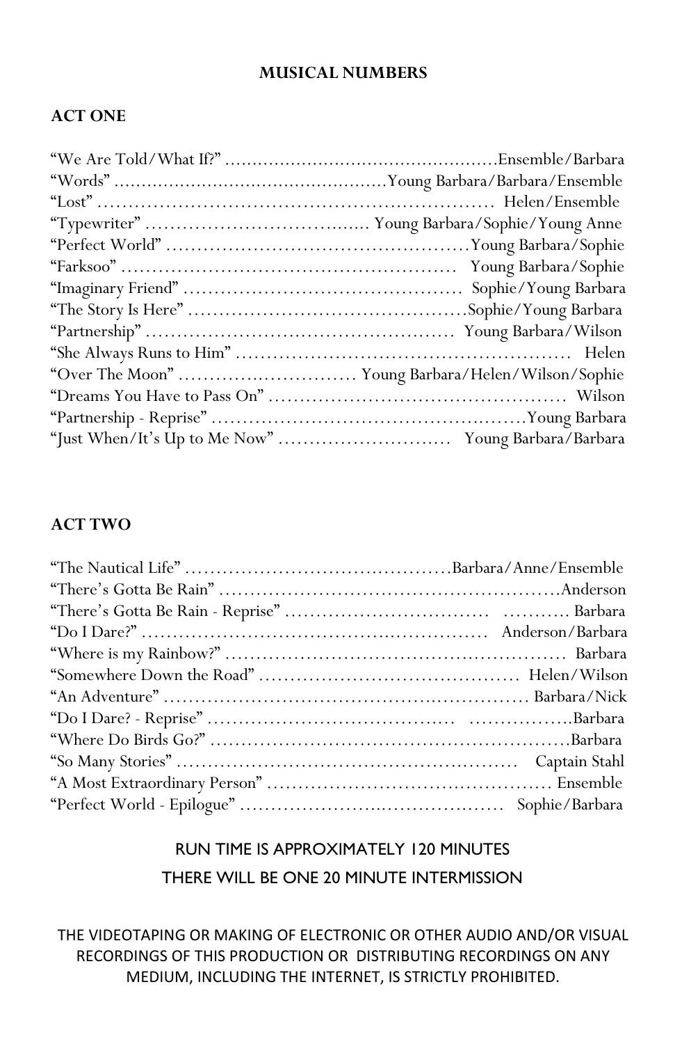## MUSICAL NUMBERS

### ACT ONE

“We Are Told/What If?” ................................................Ensemble/Barbara
“Words” ................................................Young Barbara/Barbara/Ensemble
“Lost” ............................................................ Helen/Ensemble
“Typewriter” .................................... Young Barbara/Sophie/Young Anne
“Perfect World” ................................................Young Barbara/Sophie
“Farksoo” ................................................... Young Barbara/Sophie
“Imaginary Friend” ......................................... Sophie/Young Barbara
“The Story Is Here” .........................................Sophie/Young Barbara
“Partnership” ............................................... Young Barbara/Wilson
“She Always Runs to Him” ................................................... Helen
“Over The Moon” ............................ Young Barbara/Helen/Wilson/Sophie
“Dreams You Have to Pass On” ............................................. Wilson
“Partnership - Reprise” ................................................Young Barbara
“Just When/It’s Up to Me Now” ............................ Young Barbara/Barbara

### ACT TWO

“The Nautical Life” ..........................................Barbara/Anne/Ensemble
“There’s Gotta Be Rain” ....................................................Anderson
“There’s Gotta Be Rain - Reprise” ................................ ........... Barbara
“Do I Dare?” ................................................... Anderson/Barbara
“Where is my Rainbow?” .................................................... Barbara
“Somewhere Down the Road” ........................................ Helen/Wilson
“An Adventure” .................................................... Barbara/Nick
“Do I Dare? - Reprise” ...................................... .................Barbara
“Where Do Birds Go?” .......................................................Barbara
“So Many Stories” .................................................. Captain Stahl
“A Most Extraordinary Person” ........................................... Ensemble
“Perfect World - Epilogue” ........................................ Sophie/Barbara

RUN TIME IS APPROXIMATELY 120 MINUTES

THERE WILL BE ONE 20 MINUTE INTERMISSION

THE VIDEOTAPING OR MAKING OF ELECTRONIC OR OTHER AUDIO AND/OR VISUAL RECORDINGS OF THIS PRODUCTION OR DISTRIBUTING RECORDINGS ON ANY MEDIUM, INCLUDING THE INTERNET, IS STRICTLY PROHIBITED.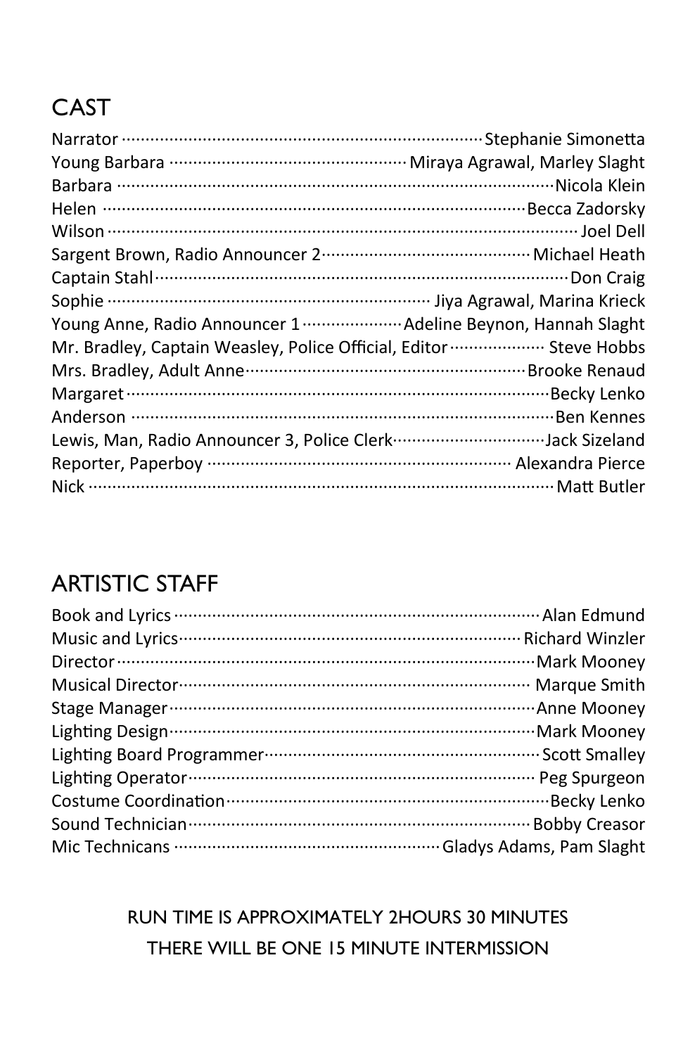## CAST

Narrator ········· Stephanie Simonetta
Young Barbara ········· Miraya Agrawal, Marley Slaght
Barbara ········· Nicola Klein
Helen ········· Becca Zadorsky
Wilson ········· Joel Dell
Sargent Brown, Radio Announcer 2 ········· Michael Heath
Captain Stahl ········· Don Craig
Sophie ········· Jiya Agrawal, Marina Krieck
Young Anne, Radio Announcer 1 ········· Adeline Beynon, Hannah Slaght
Mr. Bradley, Captain Weasley, Police Official, Editor ········· Steve Hobbs
Mrs. Bradley, Adult Anne ········· Brooke Renaud
Margaret ········· Becky Lenko
Anderson ········· Ben Kennes
Lewis, Man, Radio Announcer 3, Police Clerk ········· Jack Sizeland
Reporter, Paperboy ········· Alexandra Pierce
Nick ········· Matt Butler

## ARTISTIC STAFF

Book and Lyrics ········· Alan Edmund
Music and Lyrics ········· Richard Winzler
Director ········· Mark Mooney
Musical Director ········· Marque Smith
Stage Manager ········· Anne Mooney
Lighting Design ········· Mark Mooney
Lighting Board Programmer ········· Scott Smalley
Lighting Operator ········· Peg Spurgeon
Costume Coordination ········· Becky Lenko
Sound Technician ········· Bobby Creasor
Mic Technicans ········· Gladys Adams, Pam Slaght

RUN TIME IS APPROXIMATELY 2HOURS 30 MINUTES
THERE WILL BE ONE 15 MINUTE INTERMISSION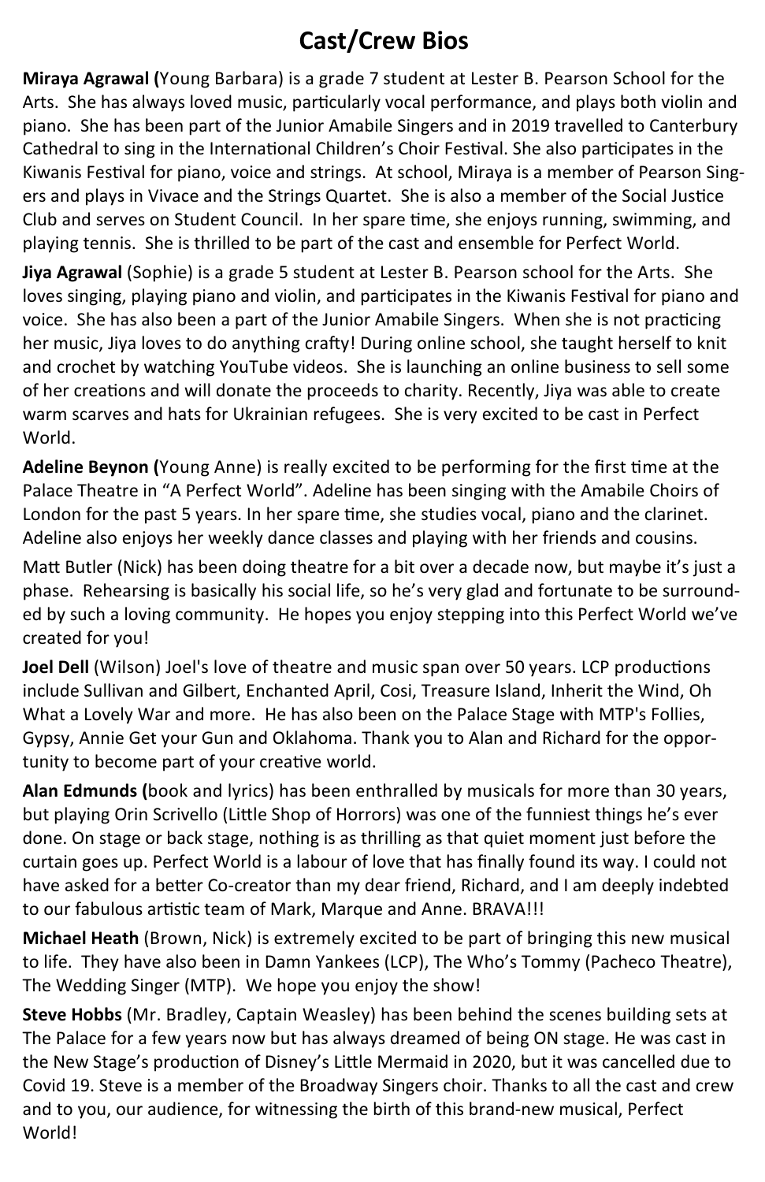# Cast/Crew Bios

**Miraya Agrawal (**Young Barbara) is a grade 7 student at Lester B. Pearson School for the Arts. She has always loved music, particularly vocal performance, and plays both violin and piano. She has been part of the Junior Amabile Singers and in 2019 travelled to Canterbury Cathedral to sing in the International Children's Choir Festival. She also participates in the Kiwanis Festival for piano, voice and strings. At school, Miraya is a member of Pearson Singers and plays in Vivace and the Strings Quartet. She is also a member of the Social Justice Club and serves on Student Council. In her spare time, she enjoys running, swimming, and playing tennis. She is thrilled to be part of the cast and ensemble for Perfect World.

**Jiya Agrawal** (Sophie) is a grade 5 student at Lester B. Pearson school for the Arts. She loves singing, playing piano and violin, and participates in the Kiwanis Festival for piano and voice. She has also been a part of the Junior Amabile Singers. When she is not practicing her music, Jiya loves to do anything crafty! During online school, she taught herself to knit and crochet by watching YouTube videos. She is launching an online business to sell some of her creations and will donate the proceeds to charity. Recently, Jiya was able to create warm scarves and hats for Ukrainian refugees. She is very excited to be cast in Perfect World.

**Adeline Beynon (**Young Anne) is really excited to be performing for the first time at the Palace Theatre in "A Perfect World". Adeline has been singing with the Amabile Choirs of London for the past 5 years. In her spare time, she studies vocal, piano and the clarinet. Adeline also enjoys her weekly dance classes and playing with her friends and cousins.

Matt Butler (Nick) has been doing theatre for a bit over a decade now, but maybe it's just a phase. Rehearsing is basically his social life, so he's very glad and fortunate to be surrounded by such a loving community. He hopes you enjoy stepping into this Perfect World we've created for you!

**Joel Dell** (Wilson) Joel's love of theatre and music span over 50 years. LCP productions include Sullivan and Gilbert, Enchanted April, Cosi, Treasure Island, Inherit the Wind, Oh What a Lovely War and more. He has also been on the Palace Stage with MTP's Follies, Gypsy, Annie Get your Gun and Oklahoma. Thank you to Alan and Richard for the opportunity to become part of your creative world.

**Alan Edmunds (**book and lyrics) has been enthralled by musicals for more than 30 years, but playing Orin Scrivello (Little Shop of Horrors) was one of the funniest things he's ever done. On stage or back stage, nothing is as thrilling as that quiet moment just before the curtain goes up. Perfect World is a labour of love that has finally found its way. I could not have asked for a better Co-creator than my dear friend, Richard, and I am deeply indebted to our fabulous artistic team of Mark, Marque and Anne. BRAVA!!!

**Michael Heath** (Brown, Nick) is extremely excited to be part of bringing this new musical to life. They have also been in Damn Yankees (LCP), The Who's Tommy (Pacheco Theatre), The Wedding Singer (MTP). We hope you enjoy the show!

**Steve Hobbs** (Mr. Bradley, Captain Weasley) has been behind the scenes building sets at The Palace for a few years now but has always dreamed of being ON stage. He was cast in the New Stage's production of Disney's Little Mermaid in 2020, but it was cancelled due to Covid 19. Steve is a member of the Broadway Singers choir. Thanks to all the cast and crew and to you, our audience, for witnessing the birth of this brand-new musical, Perfect World!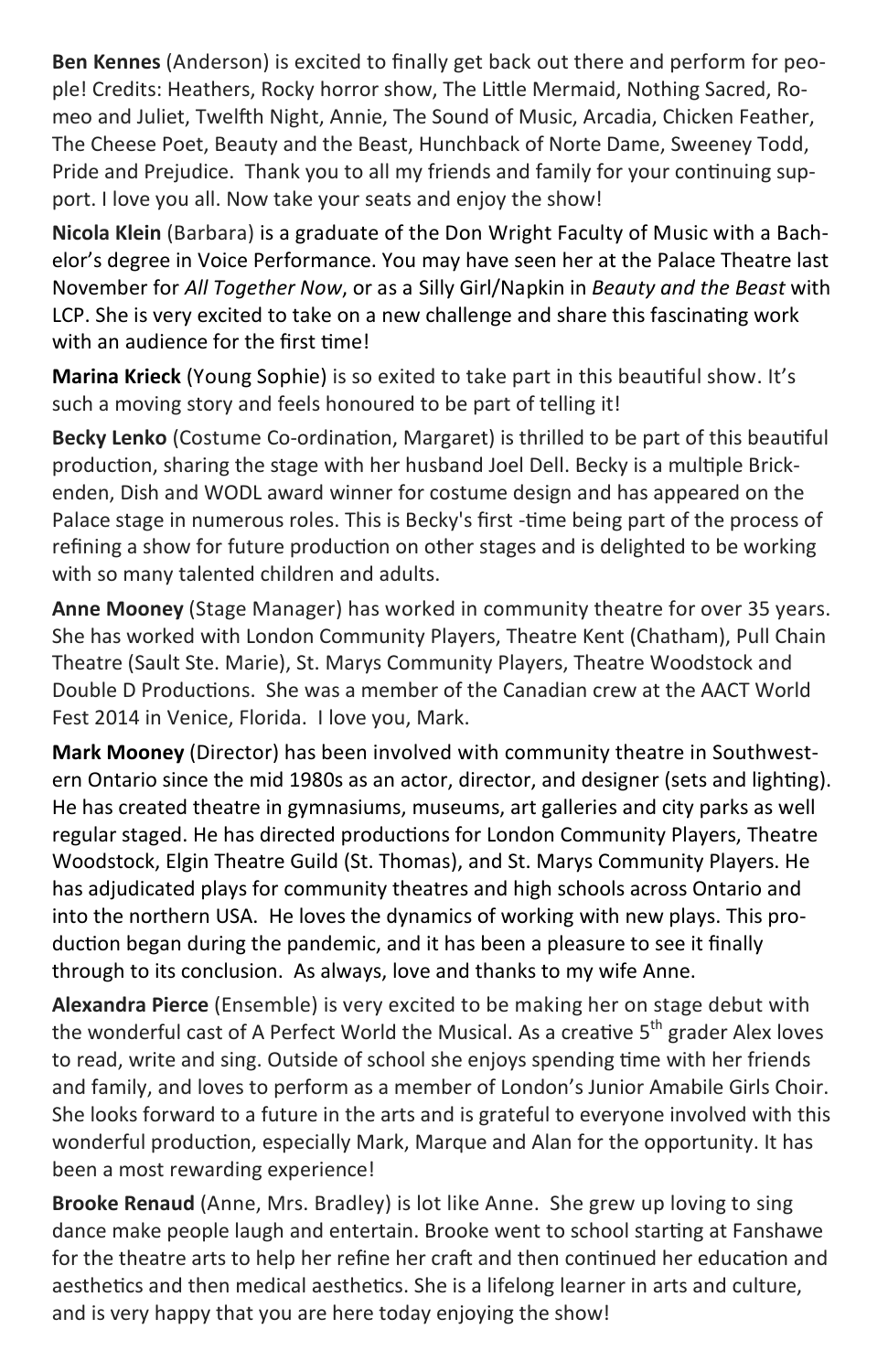**Ben Kennes** (Anderson) is excited to finally get back out there and perform for people! Credits: Heathers, Rocky horror show, The Little Mermaid, Nothing Sacred, Romeo and Juliet, Twelfth Night, Annie, The Sound of Music, Arcadia, Chicken Feather, The Cheese Poet, Beauty and the Beast, Hunchback of Norte Dame, Sweeney Todd, Pride and Prejudice. Thank you to all my friends and family for your continuing support. I love you all. Now take your seats and enjoy the show!

**Nicola Klein** (Barbara) is a graduate of the Don Wright Faculty of Music with a Bachelor's degree in Voice Performance. You may have seen her at the Palace Theatre last November for *All Together Now*, or as a Silly Girl/Napkin in *Beauty and the Beast* with LCP. She is very excited to take on a new challenge and share this fascinating work with an audience for the first time!

**Marina Krieck** (Young Sophie) is so exited to take part in this beautiful show. It's such a moving story and feels honoured to be part of telling it!

**Becky Lenko** (Costume Co-ordination, Margaret) is thrilled to be part of this beautiful production, sharing the stage with her husband Joel Dell. Becky is a multiple Brickenden, Dish and WODL award winner for costume design and has appeared on the Palace stage in numerous roles. This is Becky's first -time being part of the process of refining a show for future production on other stages and is delighted to be working with so many talented children and adults.

**Anne Mooney** (Stage Manager) has worked in community theatre for over 35 years. She has worked with London Community Players, Theatre Kent (Chatham), Pull Chain Theatre (Sault Ste. Marie), St. Marys Community Players, Theatre Woodstock and Double D Productions. She was a member of the Canadian crew at the AACT World Fest 2014 in Venice, Florida. I love you, Mark.

**Mark Mooney** (Director) has been involved with community theatre in Southwestern Ontario since the mid 1980s as an actor, director, and designer (sets and lighting). He has created theatre in gymnasiums, museums, art galleries and city parks as well regular staged. He has directed productions for London Community Players, Theatre Woodstock, Elgin Theatre Guild (St. Thomas), and St. Marys Community Players. He has adjudicated plays for community theatres and high schools across Ontario and into the northern USA. He loves the dynamics of working with new plays. This production began during the pandemic, and it has been a pleasure to see it finally through to its conclusion. As always, love and thanks to my wife Anne.

**Alexandra Pierce** (Ensemble) is very excited to be making her on stage debut with the wonderful cast of A Perfect World the Musical. As a creative 5th grader Alex loves to read, write and sing. Outside of school she enjoys spending time with her friends and family, and loves to perform as a member of London's Junior Amabile Girls Choir. She looks forward to a future in the arts and is grateful to everyone involved with this wonderful production, especially Mark, Marque and Alan for the opportunity. It has been a most rewarding experience!

**Brooke Renaud** (Anne, Mrs. Bradley) is lot like Anne. She grew up loving to sing dance make people laugh and entertain. Brooke went to school starting at Fanshawe for the theatre arts to help her refine her craft and then continued her education and aesthetics and then medical aesthetics. She is a lifelong learner in arts and culture, and is very happy that you are here today enjoying the show!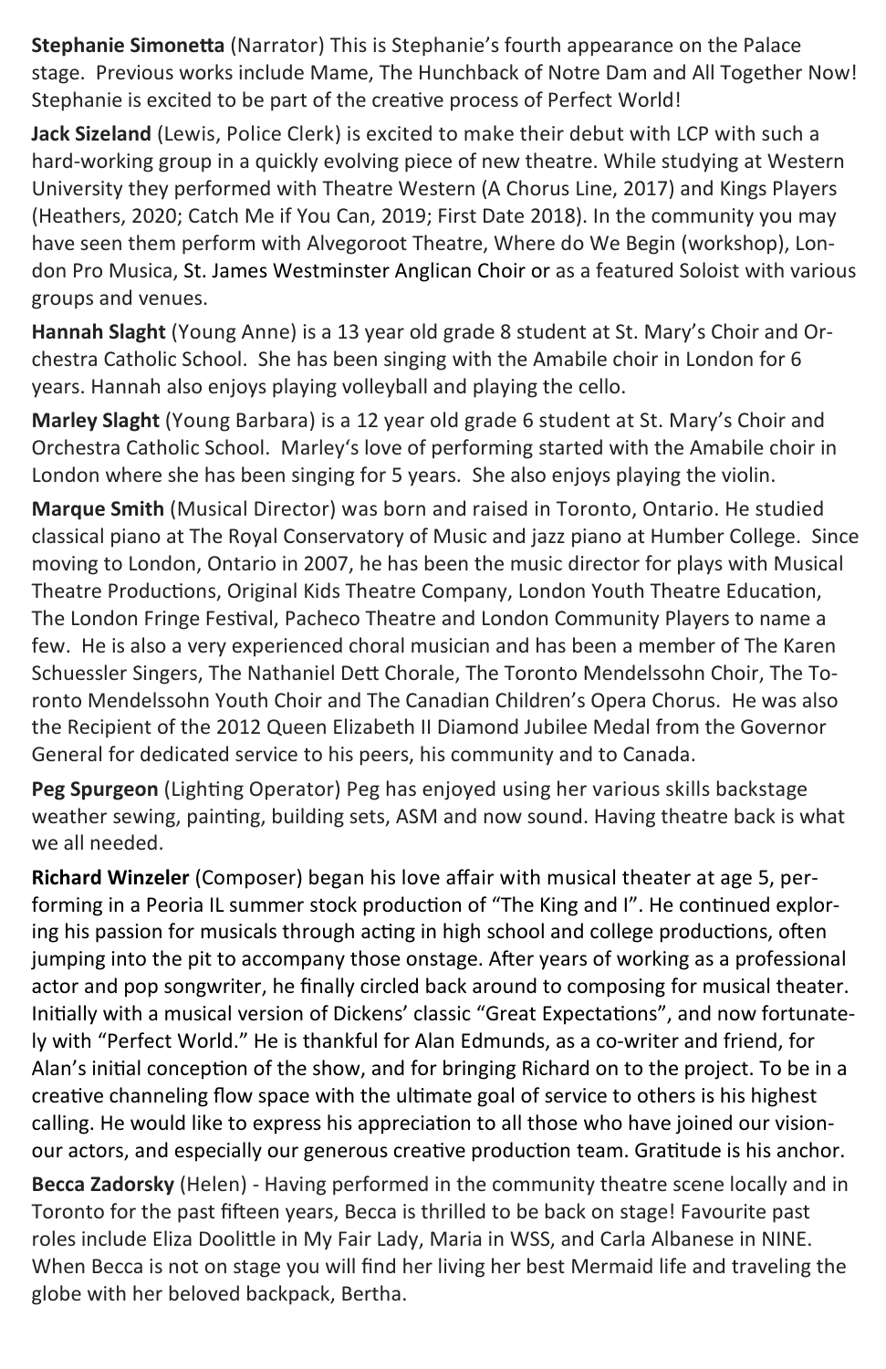**Stephanie Simonetta** (Narrator) This is Stephanie's fourth appearance on the Palace stage. Previous works include Mame, The Hunchback of Notre Dam and All Together Now! Stephanie is excited to be part of the creative process of Perfect World!

**Jack Sizeland** (Lewis, Police Clerk) is excited to make their debut with LCP with such a hard-working group in a quickly evolving piece of new theatre. While studying at Western University they performed with Theatre Western (A Chorus Line, 2017) and Kings Players (Heathers, 2020; Catch Me if You Can, 2019; First Date 2018). In the community you may have seen them perform with Alvegoroot Theatre, Where do We Begin (workshop), London Pro Musica, St. James Westminster Anglican Choir or as a featured Soloist with various groups and venues.

**Hannah Slaght** (Young Anne) is a 13 year old grade 8 student at St. Mary's Choir and Orchestra Catholic School. She has been singing with the Amabile choir in London for 6 years. Hannah also enjoys playing volleyball and playing the cello.

**Marley Slaght** (Young Barbara) is a 12 year old grade 6 student at St. Mary's Choir and Orchestra Catholic School. Marley's love of performing started with the Amabile choir in London where she has been singing for 5 years. She also enjoys playing the violin.

**Marque Smith** (Musical Director) was born and raised in Toronto, Ontario. He studied classical piano at The Royal Conservatory of Music and jazz piano at Humber College. Since moving to London, Ontario in 2007, he has been the music director for plays with Musical Theatre Productions, Original Kids Theatre Company, London Youth Theatre Education, The London Fringe Festival, Pacheco Theatre and London Community Players to name a few. He is also a very experienced choral musician and has been a member of The Karen Schuessler Singers, The Nathaniel Dett Chorale, The Toronto Mendelssohn Choir, The Toronto Mendelssohn Youth Choir and The Canadian Children's Opera Chorus. He was also the Recipient of the 2012 Queen Elizabeth II Diamond Jubilee Medal from the Governor General for dedicated service to his peers, his community and to Canada.

**Peg Spurgeon** (Lighting Operator) Peg has enjoyed using her various skills backstage weather sewing, painting, building sets, ASM and now sound. Having theatre back is what we all needed.

**Richard Winzeler** (Composer) began his love affair with musical theater at age 5, performing in a Peoria IL summer stock production of "The King and I". He continued exploring his passion for musicals through acting in high school and college productions, often jumping into the pit to accompany those onstage. After years of working as a professional actor and pop songwriter, he finally circled back around to composing for musical theater. Initially with a musical version of Dickens' classic "Great Expectations", and now fortunately with "Perfect World." He is thankful for Alan Edmunds, as a co-writer and friend, for Alan's initial conception of the show, and for bringing Richard on to the project. To be in a creative channeling flow space with the ultimate goal of service to others is his highest calling. He would like to express his appreciation to all those who have joined our vision- our actors, and especially our generous creative production team. Gratitude is his anchor.

**Becca Zadorsky** (Helen) - Having performed in the community theatre scene locally and in Toronto for the past fifteen years, Becca is thrilled to be back on stage! Favourite past roles include Eliza Doolittle in My Fair Lady, Maria in WSS, and Carla Albanese in NINE. When Becca is not on stage you will find her living her best Mermaid life and traveling the globe with her beloved backpack, Bertha.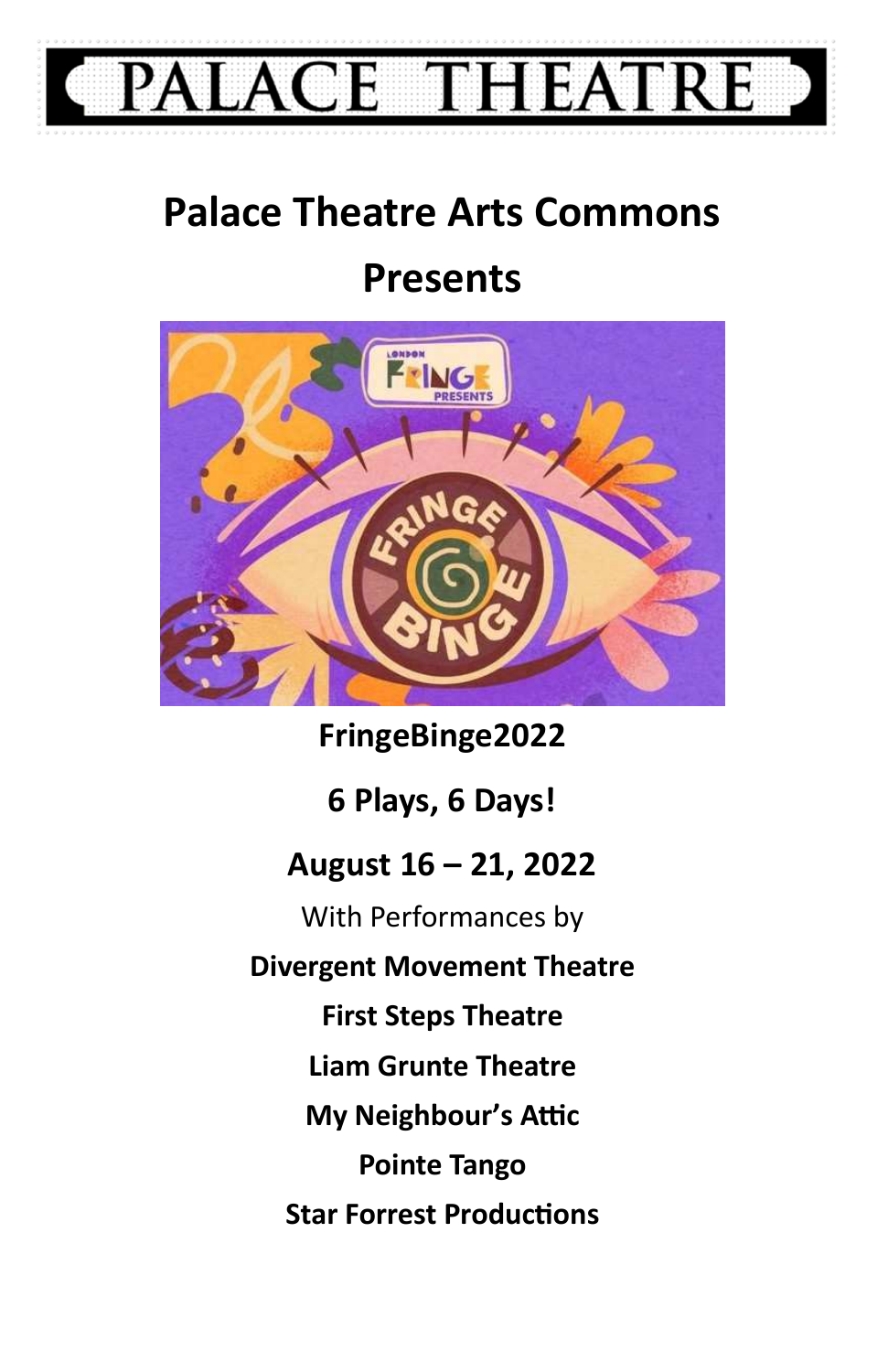# PALACE THEATRE

## Palace Theatre Arts Commons

## Presents

**FringeBinge2022**

**6 Plays, 6 Days!**

**August 16 – 21, 2022**

With Performances by

**Divergent Movement Theatre**

**First Steps Theatre**

**Liam Grunte Theatre**

**My Neighbour's Attic**

**Pointe Tango**

**Star Forrest Productions**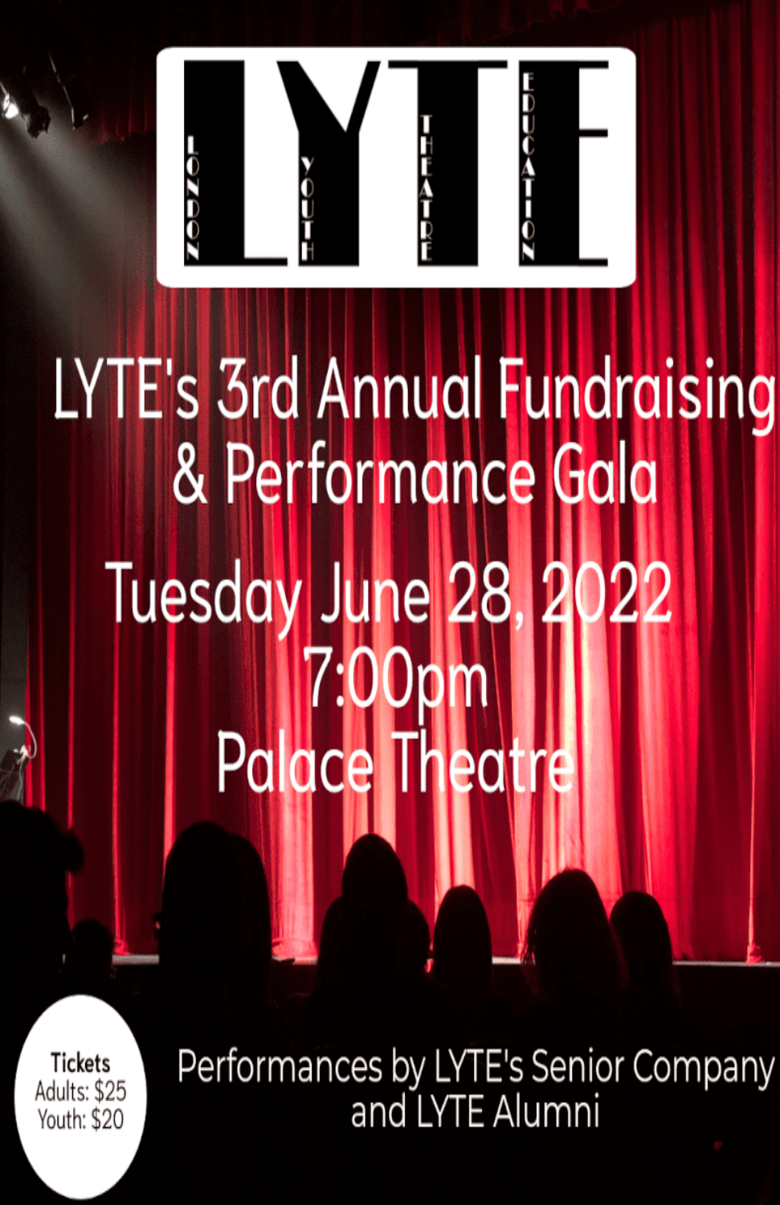# LYTE

LONDON YOUTH THEATRE EDUCATION

## LYTE's 3rd Annual Fundraising & Performance Gala

Tuesday June 28, 2022
7:00pm
Palace Theatre

**Tickets**
Adults: $25
Youth: $20

Performances by LYTE's Senior Company and LYTE Alumni